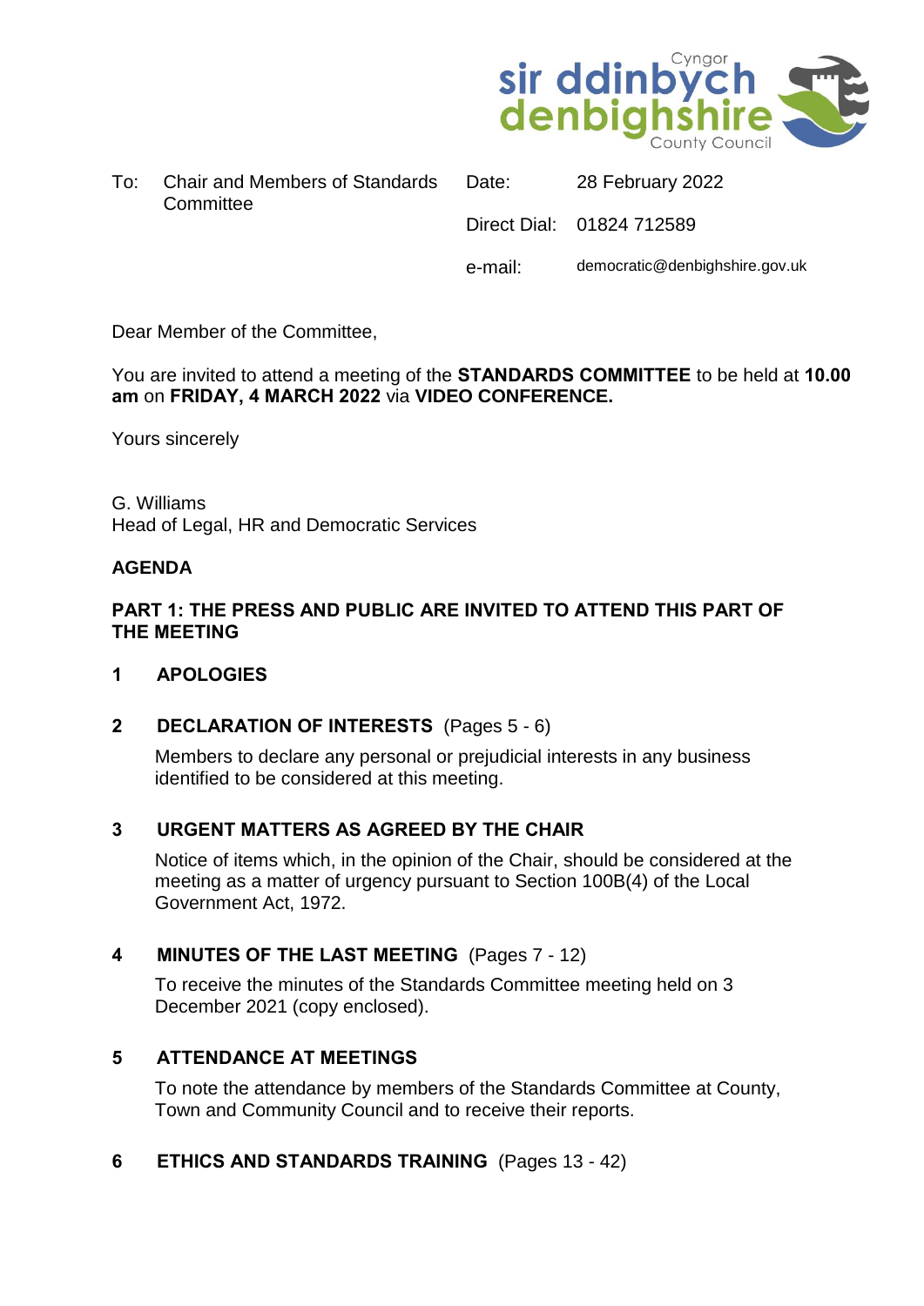Cyngor sir ddinbych denbighshire County Council

| To: | Chair and Members of Standards Committee | Date: | 28 February 2022 |
|---|---|---|---|
| | | Direct Dial: | 01824 712589 |
| | | e-mail: | democratic@denbighshire.gov.uk |

Dear Member of the Committee,

You are invited to attend a meeting of the **STANDARDS COMMITTEE** to be held at **10.00 am** on **FRIDAY, 4 MARCH 2022** via **VIDEO CONFERENCE.**

Yours sincerely

G. Williams
Head of Legal, HR and Democratic Services

**AGENDA**

**PART 1: THE PRESS AND PUBLIC ARE INVITED TO ATTEND THIS PART OF THE MEETING**

**1 APOLOGIES**

**2 DECLARATION OF INTERESTS** (Pages 5 - 6)

Members to declare any personal or prejudicial interests in any business identified to be considered at this meeting.

**3 URGENT MATTERS AS AGREED BY THE CHAIR**

Notice of items which, in the opinion of the Chair, should be considered at the meeting as a matter of urgency pursuant to Section 100B(4) of the Local Government Act, 1972.

**4 MINUTES OF THE LAST MEETING** (Pages 7 - 12)

To receive the minutes of the Standards Committee meeting held on 3 December 2021 (copy enclosed).

**5 ATTENDANCE AT MEETINGS**

To note the attendance by members of the Standards Committee at County, Town and Community Council and to receive their reports.

**6 ETHICS AND STANDARDS TRAINING** (Pages 13 - 42)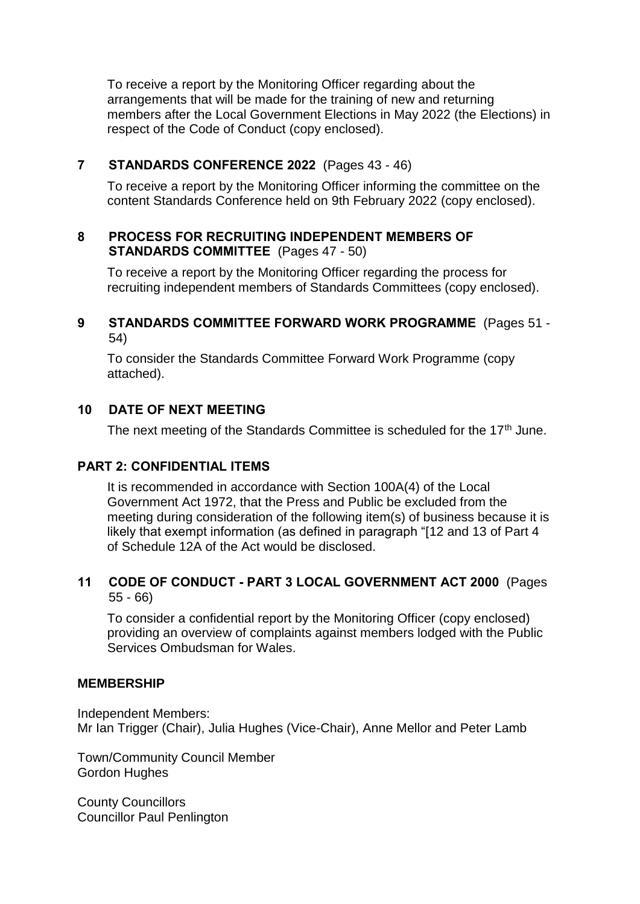To receive a report by the Monitoring Officer regarding about the arrangements that will be made for the training of new and returning members after the Local Government Elections in May 2022 (the Elections) in respect of the Code of Conduct (copy enclosed).

## 7 STANDARDS CONFERENCE 2022 (Pages 43 - 46)

To receive a report by the Monitoring Officer informing the committee on the content Standards Conference held on 9th February 2022 (copy enclosed).

## 8 PROCESS FOR RECRUITING INDEPENDENT MEMBERS OF STANDARDS COMMITTEE (Pages 47 - 50)

To receive a report by the Monitoring Officer regarding the process for recruiting independent members of Standards Committees (copy enclosed).

## 9 STANDARDS COMMITTEE FORWARD WORK PROGRAMME (Pages 51 - 54)

To consider the Standards Committee Forward Work Programme (copy attached).

## 10 DATE OF NEXT MEETING

The next meeting of the Standards Committee is scheduled for the 17th June.

## PART 2: CONFIDENTIAL ITEMS

It is recommended in accordance with Section 100A(4) of the Local Government Act 1972, that the Press and Public be excluded from the meeting during consideration of the following item(s) of business because it is likely that exempt information (as defined in paragraph "[12 and 13 of Part 4 of Schedule 12A of the Act would be disclosed.

## 11 CODE OF CONDUCT - PART 3 LOCAL GOVERNMENT ACT 2000 (Pages 55 - 66)

To consider a confidential report by the Monitoring Officer (copy enclosed) providing an overview of complaints against members lodged with the Public Services Ombudsman for Wales.

## MEMBERSHIP

Independent Members:
Mr Ian Trigger (Chair), Julia Hughes (Vice-Chair), Anne Mellor and Peter Lamb

Town/Community Council Member
Gordon Hughes

County Councillors
Councillor Paul Penlington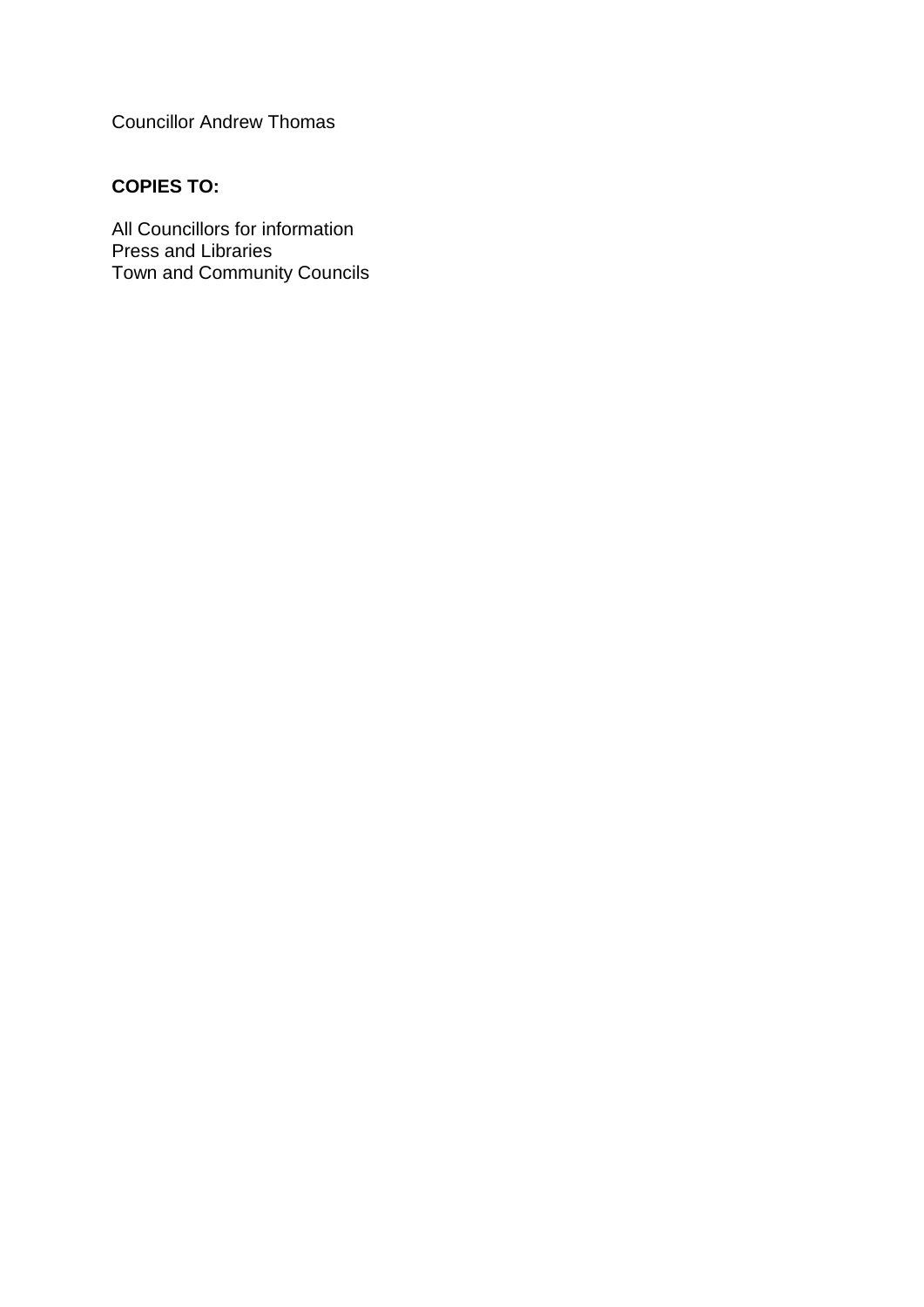Councillor Andrew Thomas

**COPIES TO:**

All Councillors for information
Press and Libraries
Town and Community Councils